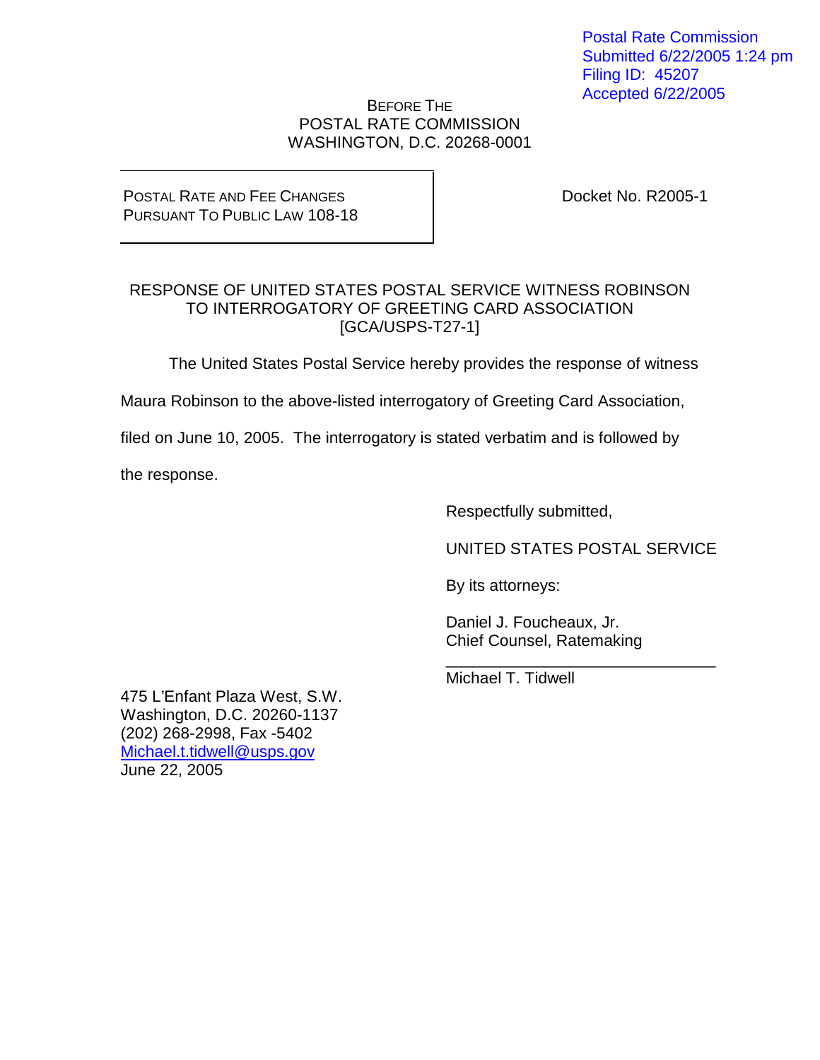Postal Rate Commission
Submitted 6/22/2005 1:24 pm
Filing ID: 45207
Accepted 6/22/2005

BEFORE THE
POSTAL RATE COMMISSION
WASHINGTON, D.C. 20268-0001

POSTAL RATE AND FEE CHANGES
PURSUANT TO PUBLIC LAW 108-18

Docket No. R2005-1

RESPONSE OF UNITED STATES POSTAL SERVICE WITNESS ROBINSON
TO INTERROGATORY OF GREETING CARD ASSOCIATION
[GCA/USPS-T27-1]

The United States Postal Service hereby provides the response of witness Maura Robinson to the above-listed interrogatory of Greeting Card Association, filed on June 10, 2005. The interrogatory is stated verbatim and is followed by the response.

Respectfully submitted,

UNITED STATES POSTAL SERVICE

By its attorneys:

Daniel J. Foucheaux, Jr.
Chief Counsel, Ratemaking

_______________________________
Michael T. Tidwell

475 L'Enfant Plaza West, S.W.
Washington, D.C. 20260-1137
(202) 268-2998, Fax -5402
Michael.t.tidwell@usps.gov
June 22, 2005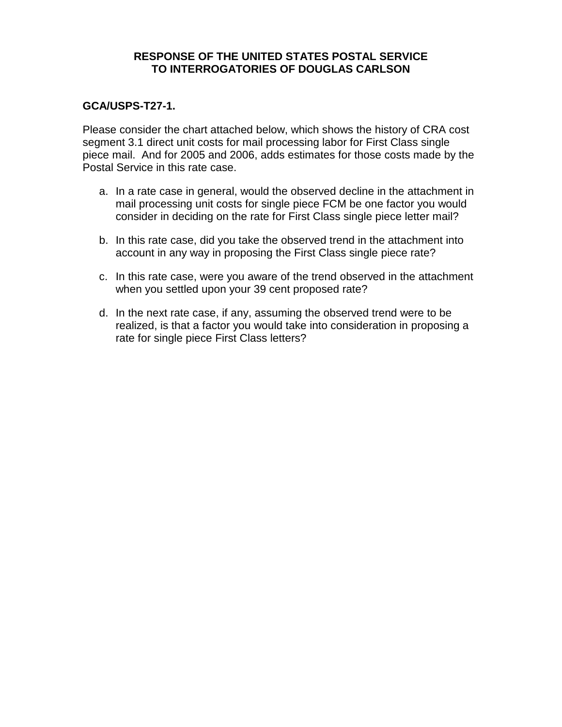**RESPONSE OF THE UNITED STATES POSTAL SERVICE TO INTERROGATORIES OF DOUGLAS CARLSON**

**GCA/USPS-T27-1.**

Please consider the chart attached below, which shows the history of CRA cost segment 3.1 direct unit costs for mail processing labor for First Class single piece mail. And for 2005 and 2006, adds estimates for those costs made by the Postal Service in this rate case.

a. In a rate case in general, would the observed decline in the attachment in mail processing unit costs for single piece FCM be one factor you would consider in deciding on the rate for First Class single piece letter mail?

b. In this rate case, did you take the observed trend in the attachment into account in any way in proposing the First Class single piece rate?

c. In this rate case, were you aware of the trend observed in the attachment when you settled upon your 39 cent proposed rate?

d. In the next rate case, if any, assuming the observed trend were to be realized, is that a factor you would take into consideration in proposing a rate for single piece First Class letters?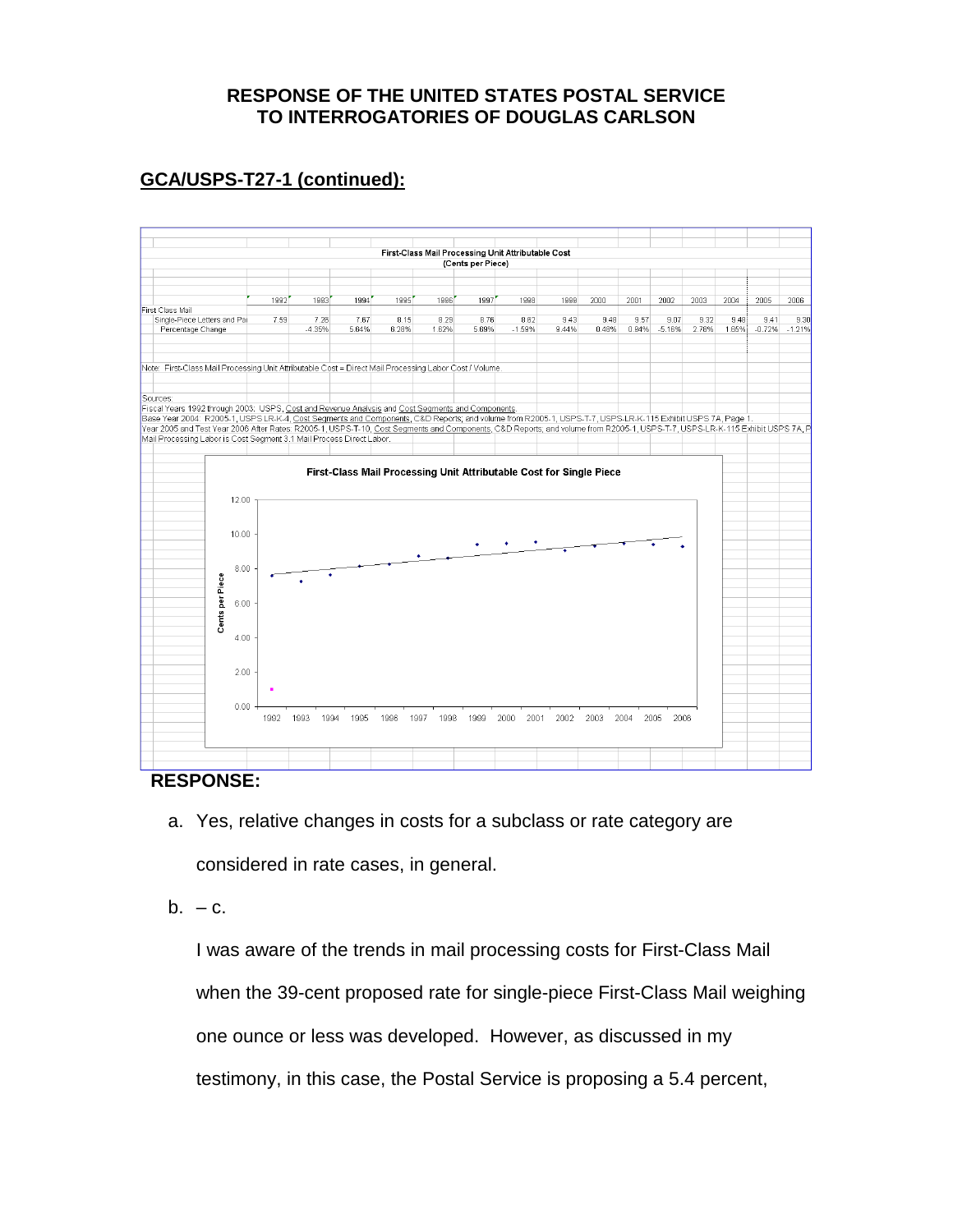**RESPONSE OF THE UNITED STATES POSTAL SERVICE TO INTERROGATORIES OF DOUGLAS CARLSON**

## GCA/USPS-T27-1 (continued):

First-Class Mail Processing Unit Attributable Cost
(Cents per Piece)

| | 1992 | 1993 | 1994 | 1995 | 1996 | 1997 | 1998 | 1999 | 2000 | 2001 | 2002 | 2003 | 2004 | 2005 | 2006 |
|---|---|---|---|---|---|---|---|---|---|---|---|---|---|---|---|
| First Class Mail | | | | | | | | | | | | | | | |
| Single-Piece Letters and Pa | 7.59 | 7.26 | 7.67 | 8.15 | 8.29 | 8.76 | 8.62 | 9.43 | 9.48 | 9.57 | 9.07 | 9.32 | 9.48 | 9.41 | 9.30 |
| Percentage Change | | -4.35% | 5.64% | 6.26% | 1.62% | 5.69% | -1.59% | 9.44% | 0.48% | 0.84% | -5.16% | 2.76% | 1.65% | -0.72% | -1.21% |

Note: First-Class Mail Processing Unit Attributable Cost = Direct Mail Processing Labor Cost / Volume

Sources:
Fiscal Years 1992 through 2003: USPS, Cost and Revenue Analysis and Cost Segments and Components.
Base Year 2004: R2005-1, USPS LR-K-4, Cost Segments and Components, C&D Reports; and volume from R2005-1, USPS-T-7, USPS-LR-K-115 Exhibit USPS 7A, Page 1.
Year 2005 and Test Year 2006 After Rates: R2005-1, USPS-T-10, Cost Segments and Components, C&D Reports; and volume from R2005-1, USPS-T-7, USPS-LR-K-115 Exhibit USPS 7A, P
Mail Processing Labor is Cost Segment 3.1 Mail Process Direct Labor.

First-Class Mail Processing Unit Attributable Cost for Single Piece

**RESPONSE:**

a. Yes, relative changes in costs for a subclass or rate category are considered in rate cases, in general.

b. – c.

I was aware of the trends in mail processing costs for First-Class Mail when the 39-cent proposed rate for single-piece First-Class Mail weighing one ounce or less was developed. However, as discussed in my testimony, in this case, the Postal Service is proposing a 5.4 percent,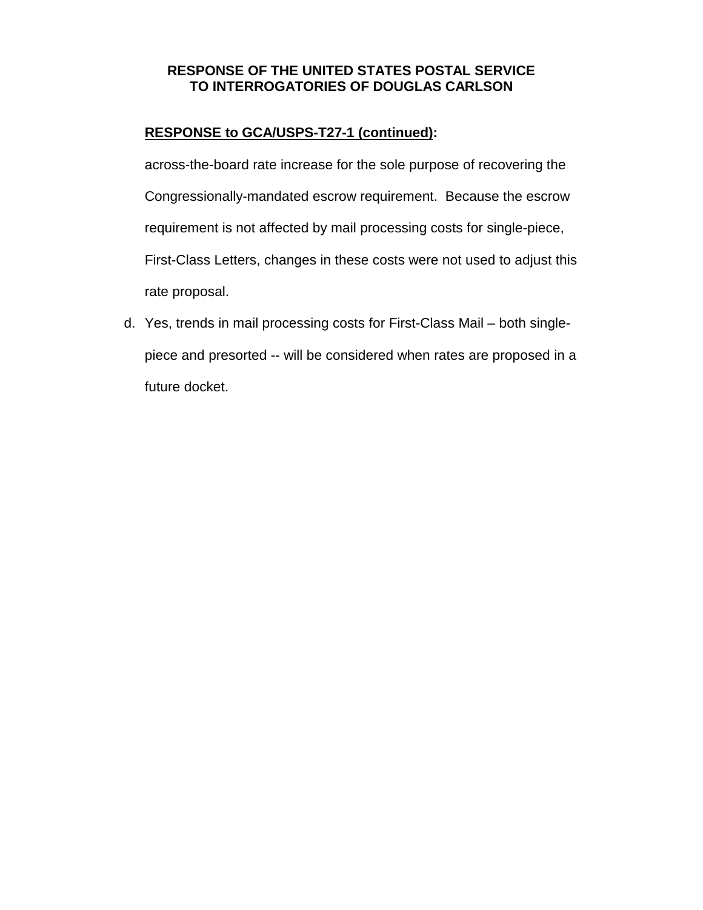**RESPONSE OF THE UNITED STATES POSTAL SERVICE TO INTERROGATORIES OF DOUGLAS CARLSON**

**RESPONSE to GCA/USPS-T27-1 (continued):**

across-the-board rate increase for the sole purpose of recovering the Congressionally-mandated escrow requirement. Because the escrow requirement is not affected by mail processing costs for single-piece, First-Class Letters, changes in these costs were not used to adjust this rate proposal.

d. Yes, trends in mail processing costs for First-Class Mail – both single-piece and presorted -- will be considered when rates are proposed in a future docket.